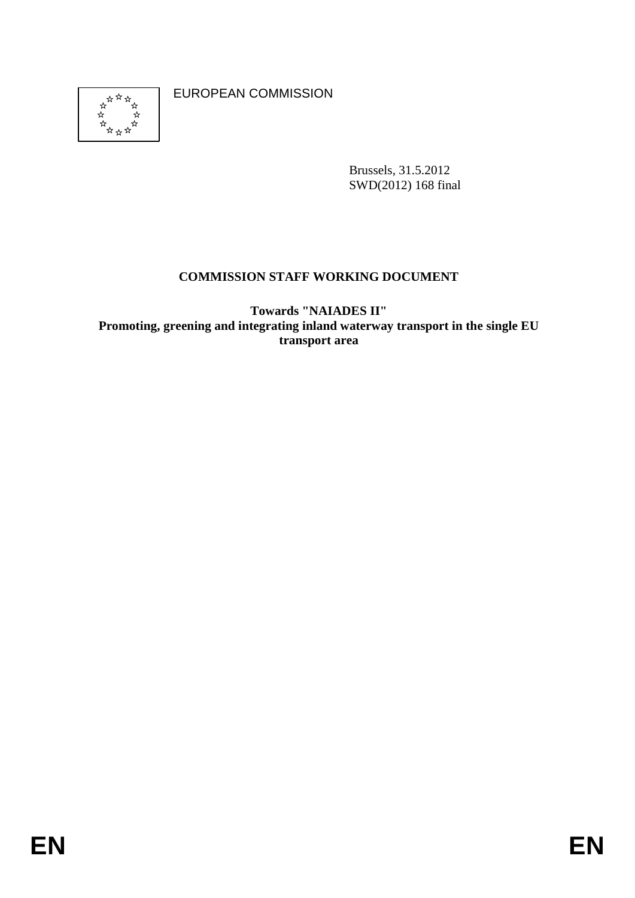EUROPEAN COMMISSION

Brussels, 31.5.2012
SWD(2012) 168 final

**COMMISSION STAFF WORKING DOCUMENT**

**Towards "NAIADES II"**
**Promoting, greening and integrating inland waterway transport in the single EU transport area**

EN EN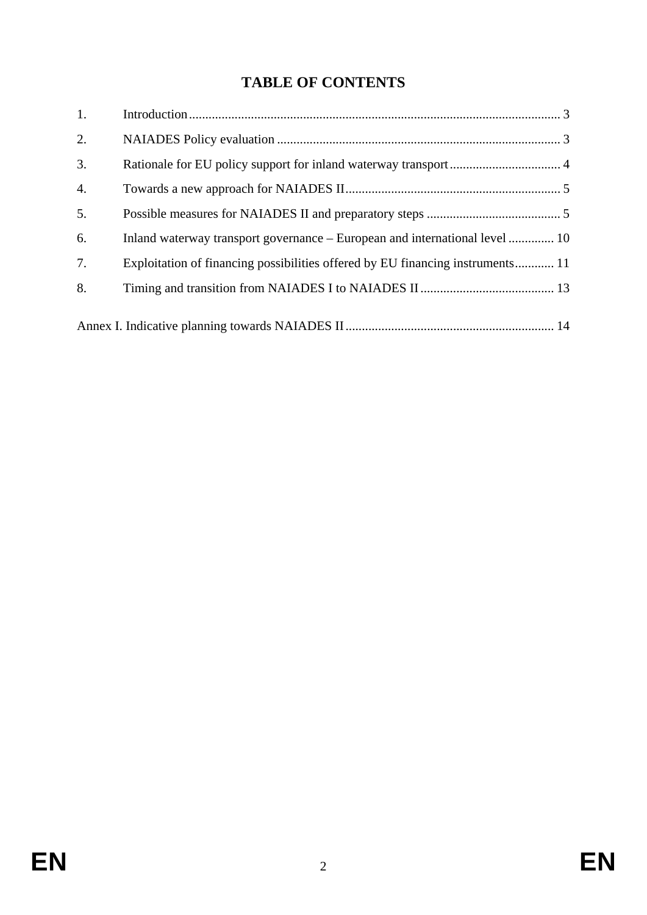# TABLE OF CONTENTS

1. Introduction .......... 3
2. NAIADES Policy evaluation .......... 3
3. Rationale for EU policy support for inland waterway transport .......... 4
4. Towards a new approach for NAIADES II .......... 5
5. Possible measures for NAIADES II and preparatory steps .......... 5
6. Inland waterway transport governance – European and international level .......... 10
7. Exploitation of financing possibilities offered by EU financing instruments .......... 11
8. Timing and transition from NAIADES I to NAIADES II .......... 13

Annex I. Indicative planning towards NAIADES II .......... 14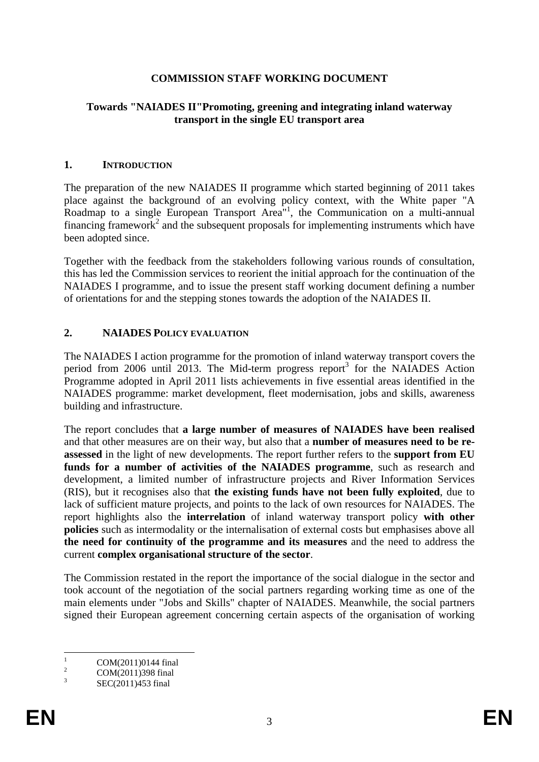# COMMISSION STAFF WORKING DOCUMENT

## Towards "NAIADES II"Promoting, greening and integrating inland waterway transport in the single EU transport area

## 1. INTRODUCTION

The preparation of the new NAIADES II programme which started beginning of 2011 takes place against the background of an evolving policy context, with the White paper "A Roadmap to a single European Transport Area"[1], the Communication on a multi-annual financing framework[2] and the subsequent proposals for implementing instruments which have been adopted since.

Together with the feedback from the stakeholders following various rounds of consultation, this has led the Commission services to reorient the initial approach for the continuation of the NAIADES I programme, and to issue the present staff working document defining a number of orientations for and the stepping stones towards the adoption of the NAIADES II.

## 2. NAIADES POLICY EVALUATION

The NAIADES I action programme for the promotion of inland waterway transport covers the period from 2006 until 2013. The Mid-term progress report[3] for the NAIADES Action Programme adopted in April 2011 lists achievements in five essential areas identified in the NAIADES programme: market development, fleet modernisation, jobs and skills, awareness building and infrastructure.

The report concludes that **a large number of measures of NAIADES have been realised** and that other measures are on their way, but also that a **number of measures need to be re-assessed** in the light of new developments. The report further refers to the **support from EU funds for a number of activities of the NAIADES programme**, such as research and development, a limited number of infrastructure projects and River Information Services (RIS), but it recognises also that **the existing funds have not been fully exploited**, due to lack of sufficient mature projects, and points to the lack of own resources for NAIADES. The report highlights also the **interrelation** of inland waterway transport policy **with other policies** such as intermodality or the internalisation of external costs but emphasises above all **the need for continuity of the programme and its measures** and the need to address the current **complex organisational structure of the sector**.

The Commission restated in the report the importance of the social dialogue in the sector and took account of the negotiation of the social partners regarding working time as one of the main elements under "Jobs and Skills" chapter of NAIADES. Meanwhile, the social partners signed their European agreement concerning certain aspects of the organisation of working

---

[1] COM(2011)0144 final

[2] COM(2011)398 final

[3] SEC(2011)453 final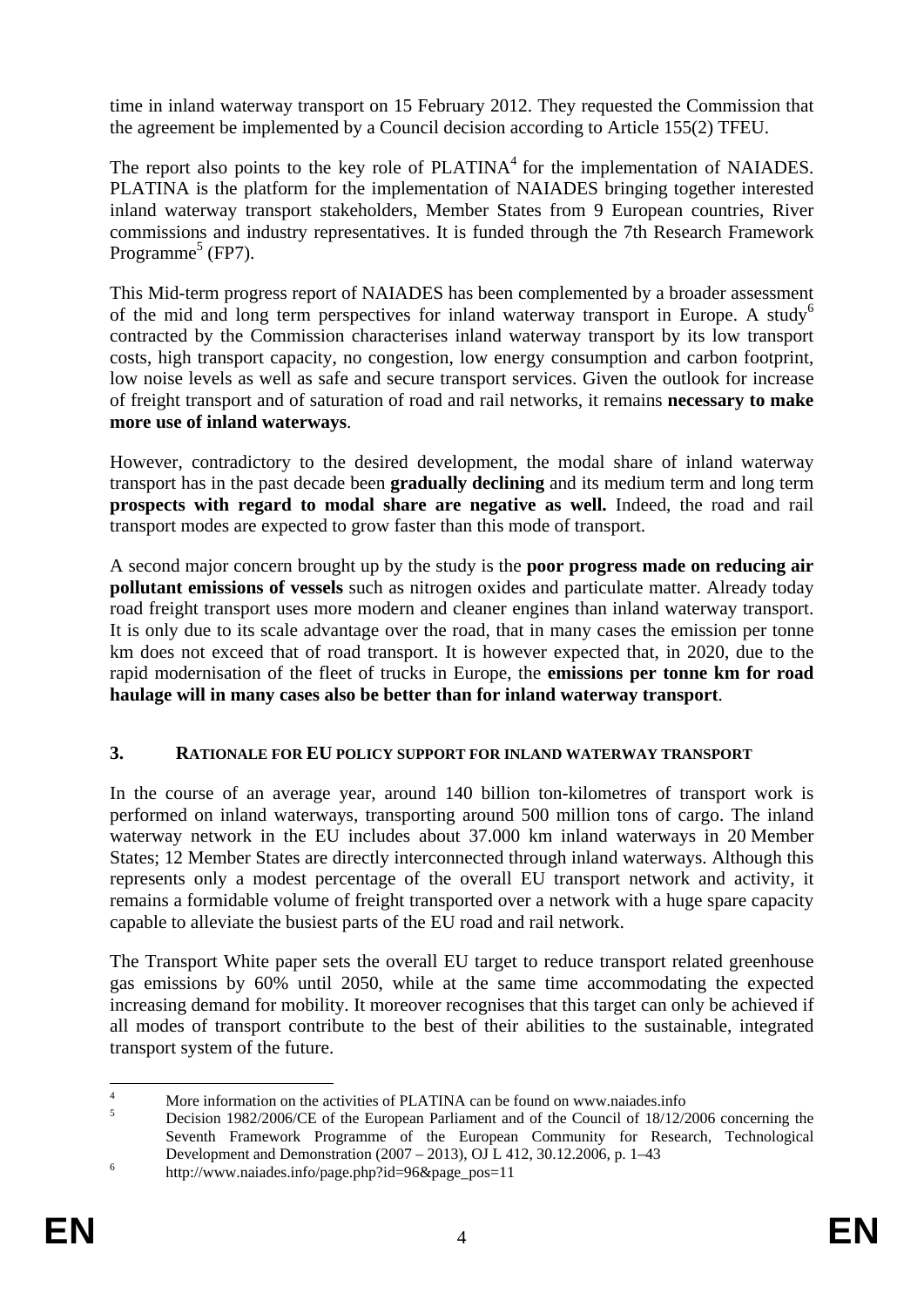time in inland waterway transport on 15 February 2012. They requested the Commission that the agreement be implemented by a Council decision according to Article 155(2) TFEU.

The report also points to the key role of PLATINA[4] for the implementation of NAIADES. PLATINA is the platform for the implementation of NAIADES bringing together interested inland waterway transport stakeholders, Member States from 9 European countries, River commissions and industry representatives. It is funded through the 7th Research Framework Programme[5] (FP7).

This Mid-term progress report of NAIADES has been complemented by a broader assessment of the mid and long term perspectives for inland waterway transport in Europe. A study[6] contracted by the Commission characterises inland waterway transport by its low transport costs, high transport capacity, no congestion, low energy consumption and carbon footprint, low noise levels as well as safe and secure transport services. Given the outlook for increase of freight transport and of saturation of road and rail networks, it remains **necessary to make more use of inland waterways**.

However, contradictory to the desired development, the modal share of inland waterway transport has in the past decade been **gradually declining** and its medium term and long term **prospects with regard to modal share are negative as well.** Indeed, the road and rail transport modes are expected to grow faster than this mode of transport.

A second major concern brought up by the study is the **poor progress made on reducing air pollutant emissions of vessels** such as nitrogen oxides and particulate matter. Already today road freight transport uses more modern and cleaner engines than inland waterway transport. It is only due to its scale advantage over the road, that in many cases the emission per tonne km does not exceed that of road transport. It is however expected that, in 2020, due to the rapid modernisation of the fleet of trucks in Europe, the **emissions per tonne km for road haulage will in many cases also be better than for inland waterway transport**.

## 3. RATIONALE FOR EU POLICY SUPPORT FOR INLAND WATERWAY TRANSPORT

In the course of an average year, around 140 billion ton-kilometres of transport work is performed on inland waterways, transporting around 500 million tons of cargo. The inland waterway network in the EU includes about 37.000 km inland waterways in 20 Member States; 12 Member States are directly interconnected through inland waterways. Although this represents only a modest percentage of the overall EU transport network and activity, it remains a formidable volume of freight transported over a network with a huge spare capacity capable to alleviate the busiest parts of the EU road and rail network.

The Transport White paper sets the overall EU target to reduce transport related greenhouse gas emissions by 60% until 2050, while at the same time accommodating the expected increasing demand for mobility. It moreover recognises that this target can only be achieved if all modes of transport contribute to the best of their abilities to the sustainable, integrated transport system of the future.

---

[4] More information on the activities of PLATINA can be found on www.naiades.info

[5] Decision 1982/2006/CE of the European Parliament and of the Council of 18/12/2006 concerning the Seventh Framework Programme of the European Community for Research, Technological Development and Demonstration (2007 – 2013), OJ L 412, 30.12.2006, p. 1–43

[6] http://www.naiades.info/page.php?id=96&page_pos=11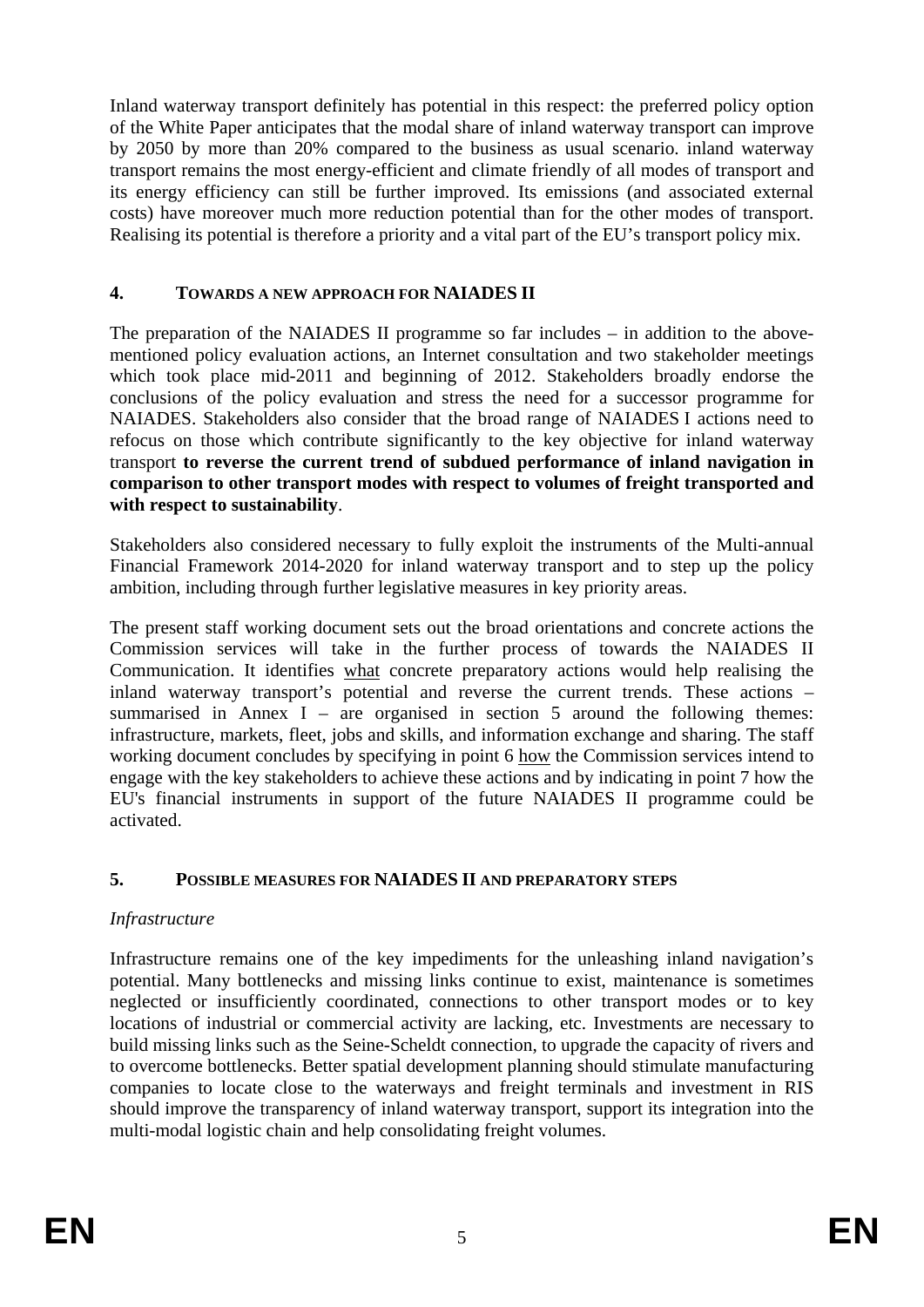Inland waterway transport definitely has potential in this respect: the preferred policy option of the White Paper anticipates that the modal share of inland waterway transport can improve by 2050 by more than 20% compared to the business as usual scenario. inland waterway transport remains the most energy-efficient and climate friendly of all modes of transport and its energy efficiency can still be further improved. Its emissions (and associated external costs) have moreover much more reduction potential than for the other modes of transport. Realising its potential is therefore a priority and a vital part of the EU's transport policy mix.

## 4. TOWARDS A NEW APPROACH FOR NAIADES II

The preparation of the NAIADES II programme so far includes – in addition to the above-mentioned policy evaluation actions, an Internet consultation and two stakeholder meetings which took place mid-2011 and beginning of 2012. Stakeholders broadly endorse the conclusions of the policy evaluation and stress the need for a successor programme for NAIADES. Stakeholders also consider that the broad range of NAIADES I actions need to refocus on those which contribute significantly to the key objective for inland waterway transport **to reverse the current trend of subdued performance of inland navigation in comparison to other transport modes with respect to volumes of freight transported and with respect to sustainability**.

Stakeholders also considered necessary to fully exploit the instruments of the Multi-annual Financial Framework 2014-2020 for inland waterway transport and to step up the policy ambition, including through further legislative measures in key priority areas.

The present staff working document sets out the broad orientations and concrete actions the Commission services will take in the further process of towards the NAIADES II Communication. It identifies <u>what</u> concrete preparatory actions would help realising the inland waterway transport's potential and reverse the current trends. These actions – summarised in Annex I – are organised in section 5 around the following themes: infrastructure, markets, fleet, jobs and skills, and information exchange and sharing. The staff working document concludes by specifying in point 6 <u>how</u> the Commission services intend to engage with the key stakeholders to achieve these actions and by indicating in point 7 how the EU's financial instruments in support of the future NAIADES II programme could be activated.

## 5. POSSIBLE MEASURES FOR NAIADES II AND PREPARATORY STEPS

*Infrastructure*

Infrastructure remains one of the key impediments for the unleashing inland navigation's potential. Many bottlenecks and missing links continue to exist, maintenance is sometimes neglected or insufficiently coordinated, connections to other transport modes or to key locations of industrial or commercial activity are lacking, etc. Investments are necessary to build missing links such as the Seine-Scheldt connection, to upgrade the capacity of rivers and to overcome bottlenecks. Better spatial development planning should stimulate manufacturing companies to locate close to the waterways and freight terminals and investment in RIS should improve the transparency of inland waterway transport, support its integration into the multi-modal logistic chain and help consolidating freight volumes.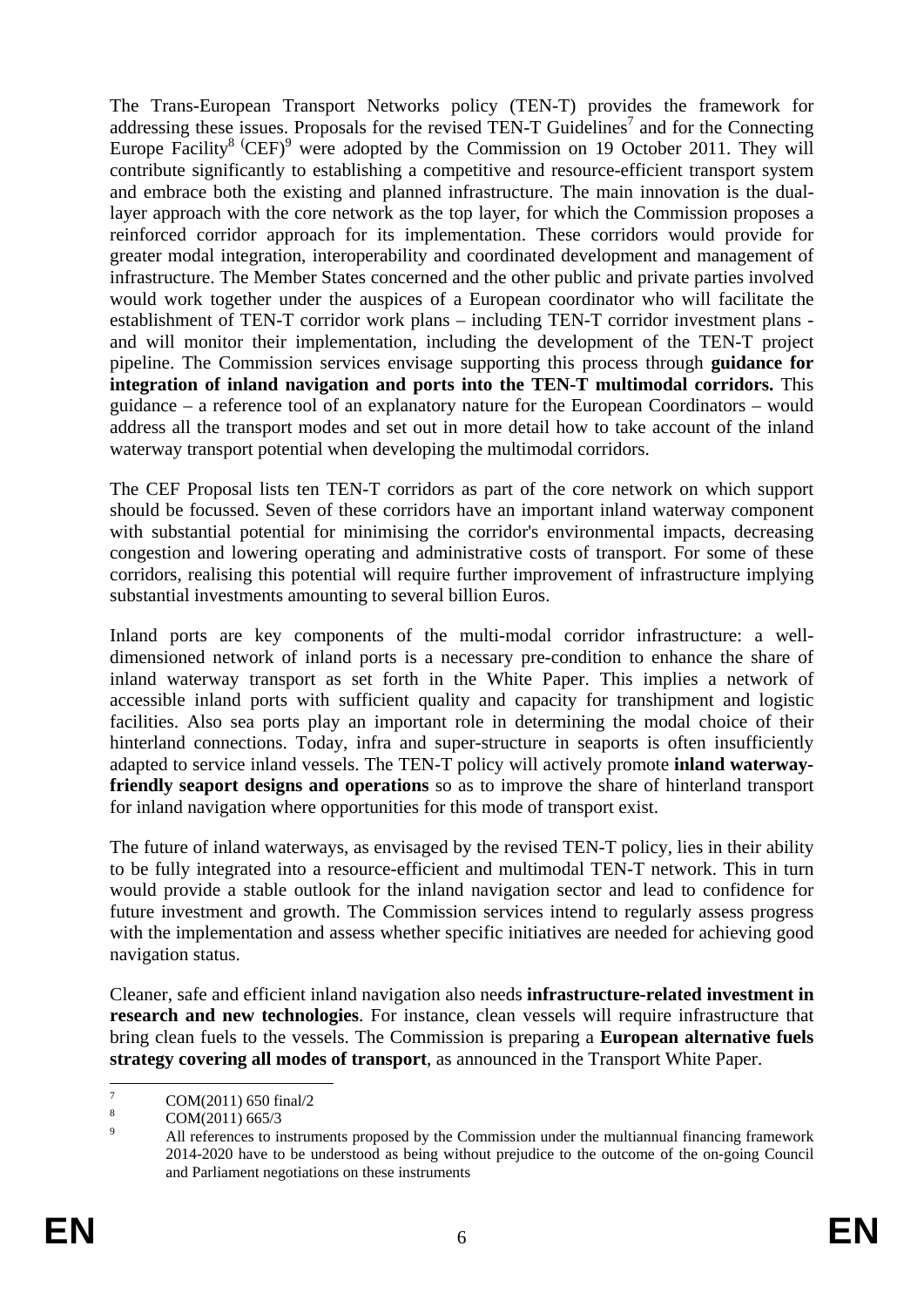The Trans-European Transport Networks policy (TEN-T) provides the framework for addressing these issues. Proposals for the revised TEN-T Guidelines[7] and for the Connecting Europe Facility[8] (CEF)[9] were adopted by the Commission on 19 October 2011. They will contribute significantly to establishing a competitive and resource-efficient transport system and embrace both the existing and planned infrastructure. The main innovation is the dual-layer approach with the core network as the top layer, for which the Commission proposes a reinforced corridor approach for its implementation. These corridors would provide for greater modal integration, interoperability and coordinated development and management of infrastructure. The Member States concerned and the other public and private parties involved would work together under the auspices of a European coordinator who will facilitate the establishment of TEN-T corridor work plans – including TEN-T corridor investment plans - and will monitor their implementation, including the development of the TEN-T project pipeline. The Commission services envisage supporting this process through **guidance for integration of inland navigation and ports into the TEN-T multimodal corridors.** This guidance – a reference tool of an explanatory nature for the European Coordinators – would address all the transport modes and set out in more detail how to take account of the inland waterway transport potential when developing the multimodal corridors.

The CEF Proposal lists ten TEN-T corridors as part of the core network on which support should be focussed. Seven of these corridors have an important inland waterway component with substantial potential for minimising the corridor's environmental impacts, decreasing congestion and lowering operating and administrative costs of transport. For some of these corridors, realising this potential will require further improvement of infrastructure implying substantial investments amounting to several billion Euros.

Inland ports are key components of the multi-modal corridor infrastructure: a well-dimensioned network of inland ports is a necessary pre-condition to enhance the share of inland waterway transport as set forth in the White Paper. This implies a network of accessible inland ports with sufficient quality and capacity for transhipment and logistic facilities. Also sea ports play an important role in determining the modal choice of their hinterland connections. Today, infra and super-structure in seaports is often insufficiently adapted to service inland vessels. The TEN-T policy will actively promote **inland waterway-friendly seaport designs and operations** so as to improve the share of hinterland transport for inland navigation where opportunities for this mode of transport exist.

The future of inland waterways, as envisaged by the revised TEN-T policy, lies in their ability to be fully integrated into a resource-efficient and multimodal TEN-T network. This in turn would provide a stable outlook for the inland navigation sector and lead to confidence for future investment and growth. The Commission services intend to regularly assess progress with the implementation and assess whether specific initiatives are needed for achieving good navigation status.

Cleaner, safe and efficient inland navigation also needs **infrastructure-related investment in research and new technologies**. For instance, clean vessels will require infrastructure that bring clean fuels to the vessels. The Commission is preparing a **European alternative fuels strategy covering all modes of transport**, as announced in the Transport White Paper.

---

[7] COM(2011) 650 final/2

[8] COM(2011) 665/3

[9] All references to instruments proposed by the Commission under the multiannual financing framework 2014-2020 have to be understood as being without prejudice to the outcome of the on-going Council and Parliament negotiations on these instruments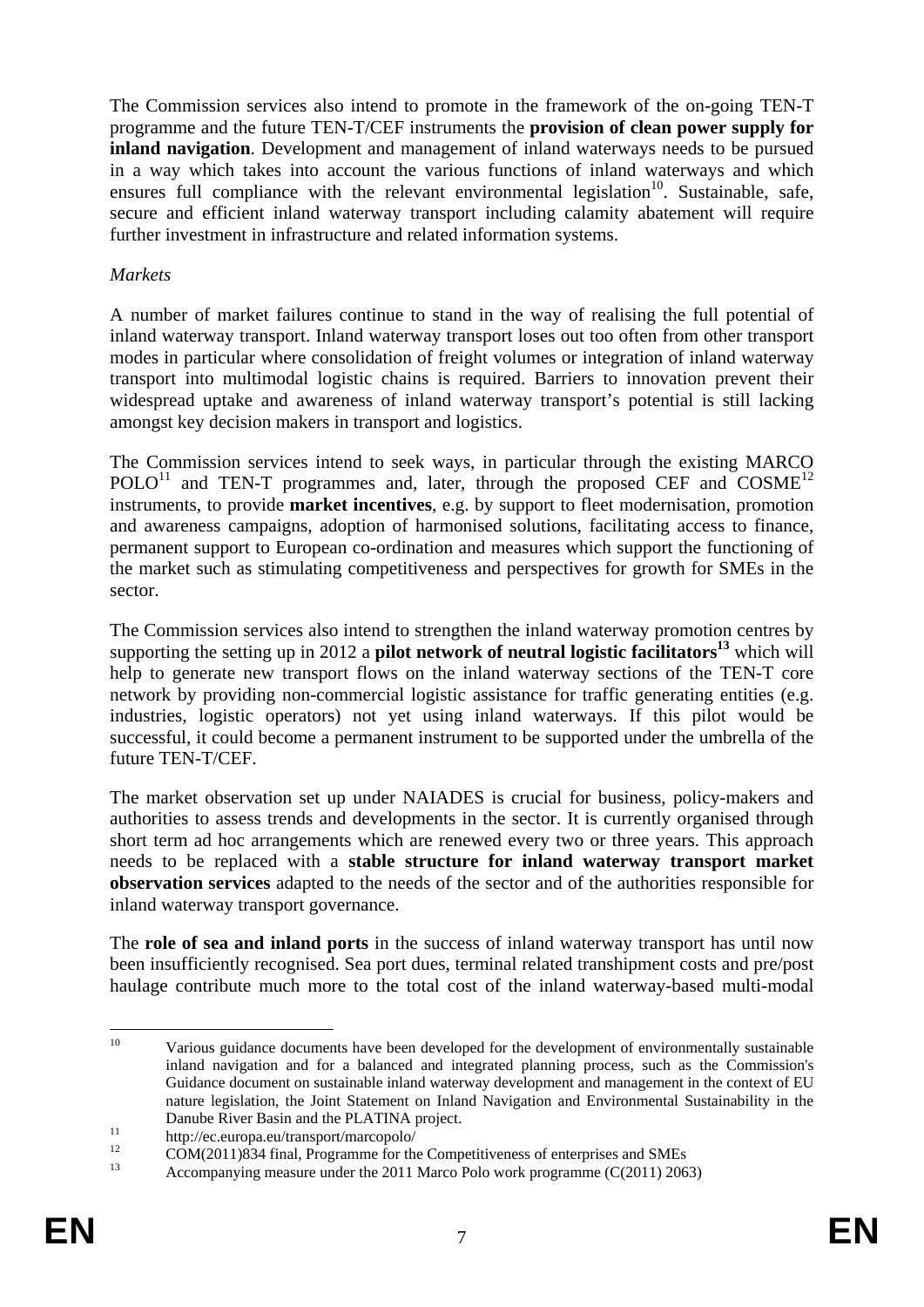The Commission services also intend to promote in the framework of the on-going TEN-T programme and the future TEN-T/CEF instruments the **provision of clean power supply for inland navigation**. Development and management of inland waterways needs to be pursued in a way which takes into account the various functions of inland waterways and which ensures full compliance with the relevant environmental legislation[10]. Sustainable, safe, secure and efficient inland waterway transport including calamity abatement will require further investment in infrastructure and related information systems.

*Markets*

A number of market failures continue to stand in the way of realising the full potential of inland waterway transport. Inland waterway transport loses out too often from other transport modes in particular where consolidation of freight volumes or integration of inland waterway transport into multimodal logistic chains is required. Barriers to innovation prevent their widespread uptake and awareness of inland waterway transport's potential is still lacking amongst key decision makers in transport and logistics.

The Commission services intend to seek ways, in particular through the existing MARCO POLO[11] and TEN-T programmes and, later, through the proposed CEF and COSME[12] instruments, to provide **market incentives**, e.g. by support to fleet modernisation, promotion and awareness campaigns, adoption of harmonised solutions, facilitating access to finance, permanent support to European co-ordination and measures which support the functioning of the market such as stimulating competitiveness and perspectives for growth for SMEs in the sector.

The Commission services also intend to strengthen the inland waterway promotion centres by supporting the setting up in 2012 a **pilot network of neutral logistic facilitators[13]** which will help to generate new transport flows on the inland waterway sections of the TEN-T core network by providing non-commercial logistic assistance for traffic generating entities (e.g. industries, logistic operators) not yet using inland waterways. If this pilot would be successful, it could become a permanent instrument to be supported under the umbrella of the future TEN-T/CEF.

The market observation set up under NAIADES is crucial for business, policy-makers and authorities to assess trends and developments in the sector. It is currently organised through short term ad hoc arrangements which are renewed every two or three years. This approach needs to be replaced with a **stable structure for inland waterway transport market observation services** adapted to the needs of the sector and of the authorities responsible for inland waterway transport governance.

The **role of sea and inland ports** in the success of inland waterway transport has until now been insufficiently recognised. Sea port dues, terminal related transhipment costs and pre/post haulage contribute much more to the total cost of the inland waterway-based multi-modal

---

[10] Various guidance documents have been developed for the development of environmentally sustainable inland navigation and for a balanced and integrated planning process, such as the Commission's Guidance document on sustainable inland waterway development and management in the context of EU nature legislation, the Joint Statement on Inland Navigation and Environmental Sustainability in the Danube River Basin and the PLATINA project.

[11] http://ec.europa.eu/transport/marcopolo/

[12] COM(2011)834 final, Programme for the Competitiveness of enterprises and SMEs

[13] Accompanying measure under the 2011 Marco Polo work programme (C(2011) 2063)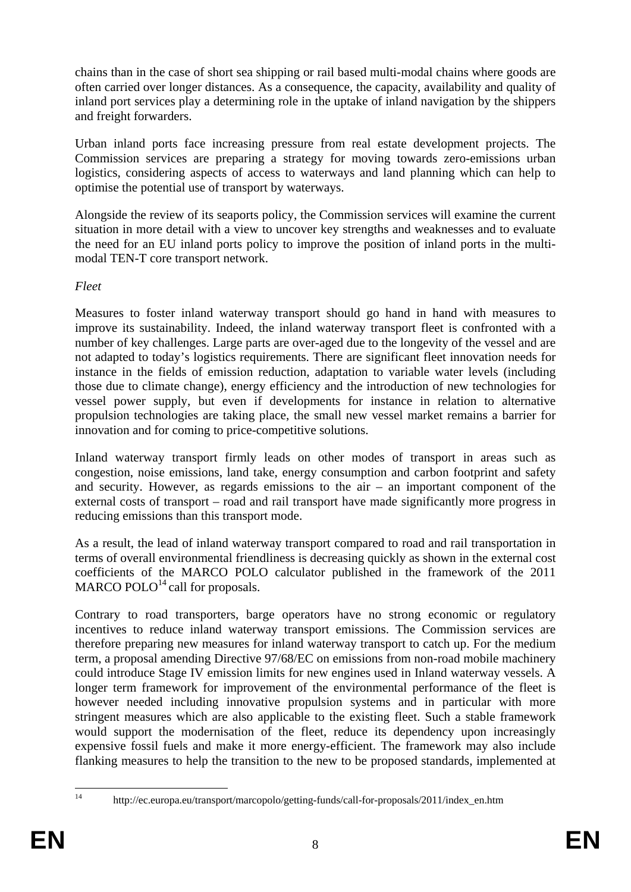chains than in the case of short sea shipping or rail based multi-modal chains where goods are often carried over longer distances. As a consequence, the capacity, availability and quality of inland port services play a determining role in the uptake of inland navigation by the shippers and freight forwarders.

Urban inland ports face increasing pressure from real estate development projects. The Commission services are preparing a strategy for moving towards zero-emissions urban logistics, considering aspects of access to waterways and land planning which can help to optimise the potential use of transport by waterways.

Alongside the review of its seaports policy, the Commission services will examine the current situation in more detail with a view to uncover key strengths and weaknesses and to evaluate the need for an EU inland ports policy to improve the position of inland ports in the multi-modal TEN-T core transport network.

*Fleet*

Measures to foster inland waterway transport should go hand in hand with measures to improve its sustainability. Indeed, the inland waterway transport fleet is confronted with a number of key challenges. Large parts are over-aged due to the longevity of the vessel and are not adapted to today's logistics requirements. There are significant fleet innovation needs for instance in the fields of emission reduction, adaptation to variable water levels (including those due to climate change), energy efficiency and the introduction of new technologies for vessel power supply, but even if developments for instance in relation to alternative propulsion technologies are taking place, the small new vessel market remains a barrier for innovation and for coming to price-competitive solutions.

Inland waterway transport firmly leads on other modes of transport in areas such as congestion, noise emissions, land take, energy consumption and carbon footprint and safety and security. However, as regards emissions to the air – an important component of the external costs of transport – road and rail transport have made significantly more progress in reducing emissions than this transport mode.

As a result, the lead of inland waterway transport compared to road and rail transportation in terms of overall environmental friendliness is decreasing quickly as shown in the external cost coefficients of the MARCO POLO calculator published in the framework of the 2011 MARCO POLO[14] call for proposals.

Contrary to road transporters, barge operators have no strong economic or regulatory incentives to reduce inland waterway transport emissions. The Commission services are therefore preparing new measures for inland waterway transport to catch up. For the medium term, a proposal amending Directive 97/68/EC on emissions from non-road mobile machinery could introduce Stage IV emission limits for new engines used in Inland waterway vessels. A longer term framework for improvement of the environmental performance of the fleet is however needed including innovative propulsion systems and in particular with more stringent measures which are also applicable to the existing fleet. Such a stable framework would support the modernisation of the fleet, reduce its dependency upon increasingly expensive fossil fuels and make it more energy-efficient. The framework may also include flanking measures to help the transition to the new to be proposed standards, implemented at

[14] http://ec.europa.eu/transport/marcopolo/getting-funds/call-for-proposals/2011/index_en.htm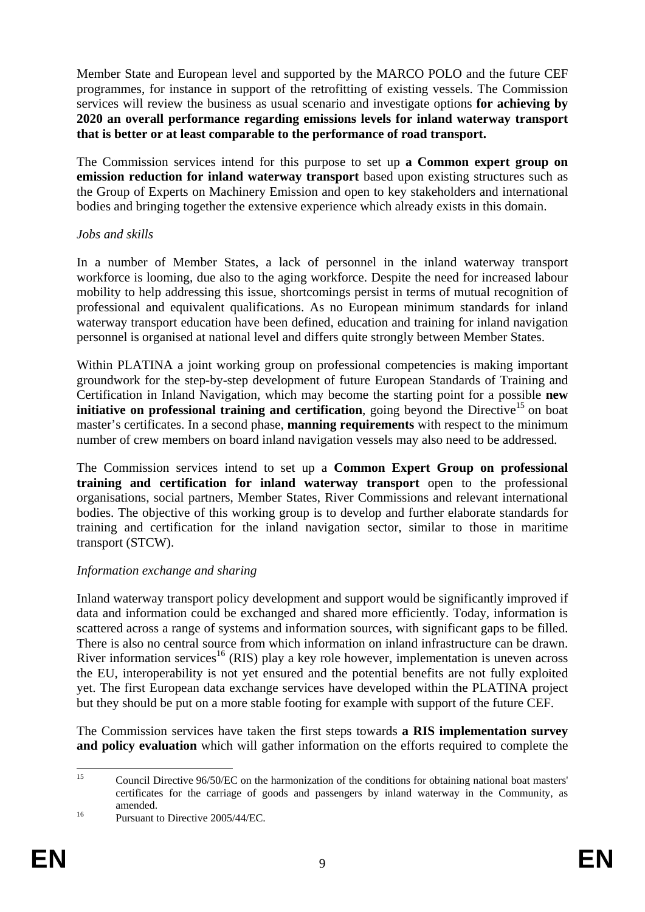Member State and European level and supported by the MARCO POLO and the future CEF programmes, for instance in support of the retrofitting of existing vessels. The Commission services will review the business as usual scenario and investigate options **for achieving by 2020 an overall performance regarding emissions levels for inland waterway transport that is better or at least comparable to the performance of road transport.**

The Commission services intend for this purpose to set up **a Common expert group on emission reduction for inland waterway transport** based upon existing structures such as the Group of Experts on Machinery Emission and open to key stakeholders and international bodies and bringing together the extensive experience which already exists in this domain.

*Jobs and skills*

In a number of Member States, a lack of personnel in the inland waterway transport workforce is looming, due also to the aging workforce. Despite the need for increased labour mobility to help addressing this issue, shortcomings persist in terms of mutual recognition of professional and equivalent qualifications. As no European minimum standards for inland waterway transport education have been defined, education and training for inland navigation personnel is organised at national level and differs quite strongly between Member States.

Within PLATINA a joint working group on professional competencies is making important groundwork for the step-by-step development of future European Standards of Training and Certification in Inland Navigation, which may become the starting point for a possible **new initiative on professional training and certification**, going beyond the Directive[15] on boat master's certificates. In a second phase, **manning requirements** with respect to the minimum number of crew members on board inland navigation vessels may also need to be addressed.

The Commission services intend to set up a **Common Expert Group on professional training and certification for inland waterway transport** open to the professional organisations, social partners, Member States, River Commissions and relevant international bodies. The objective of this working group is to develop and further elaborate standards for training and certification for the inland navigation sector, similar to those in maritime transport (STCW).

*Information exchange and sharing*

Inland waterway transport policy development and support would be significantly improved if data and information could be exchanged and shared more efficiently. Today, information is scattered across a range of systems and information sources, with significant gaps to be filled. There is also no central source from which information on inland infrastructure can be drawn. River information services[16] (RIS) play a key role however, implementation is uneven across the EU, interoperability is not yet ensured and the potential benefits are not fully exploited yet. The first European data exchange services have developed within the PLATINA project but they should be put on a more stable footing for example with support of the future CEF.

The Commission services have taken the first steps towards **a RIS implementation survey and policy evaluation** which will gather information on the efforts required to complete the

---

[15] Council Directive 96/50/EC on the harmonization of the conditions for obtaining national boat masters' certificates for the carriage of goods and passengers by inland waterway in the Community, as amended.

[16] Pursuant to Directive 2005/44/EC.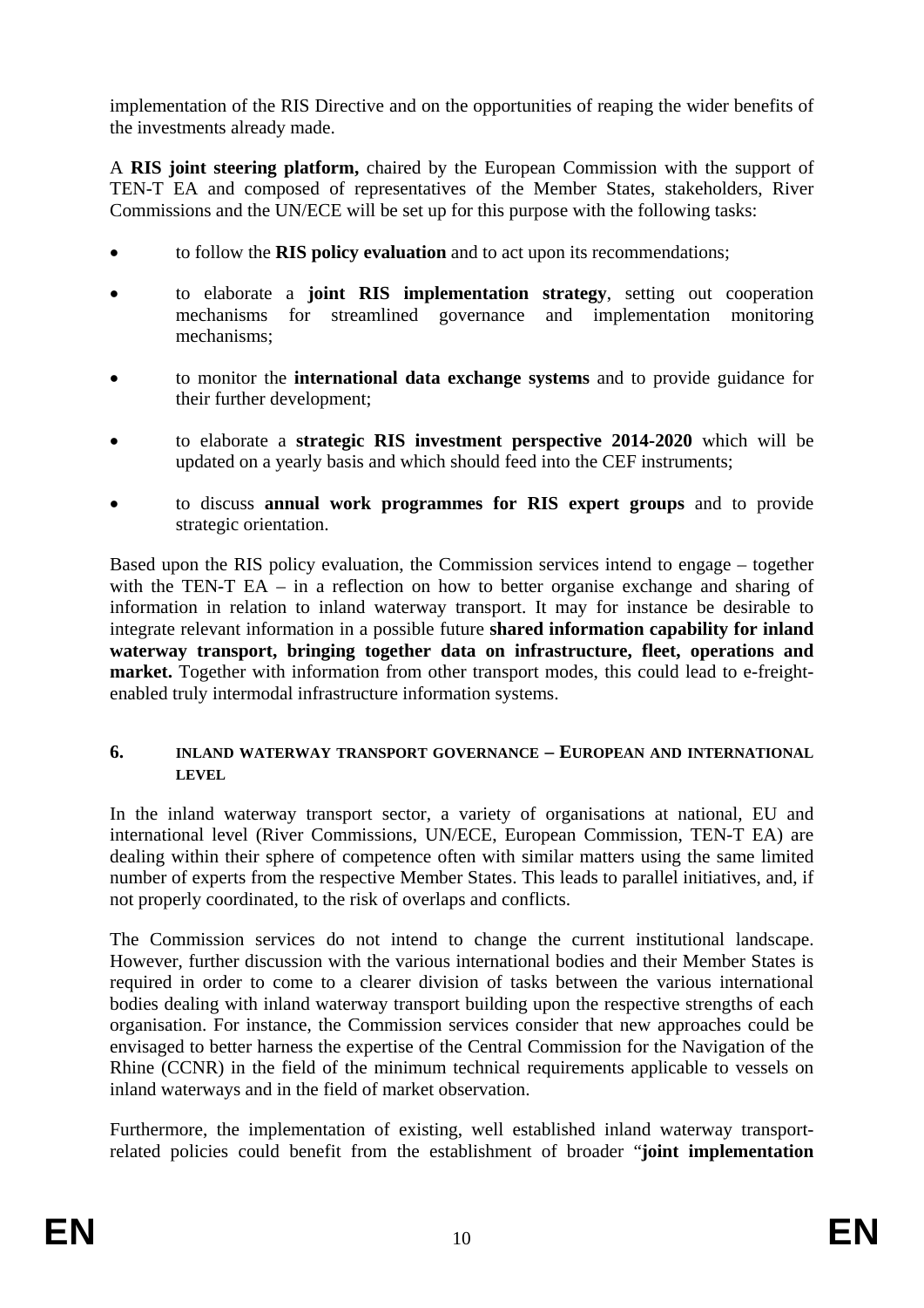implementation of the RIS Directive and on the opportunities of reaping the wider benefits of the investments already made.

A **RIS joint steering platform,** chaired by the European Commission with the support of TEN-T EA and composed of representatives of the Member States, stakeholders, River Commissions and the UN/ECE will be set up for this purpose with the following tasks:

- to follow the **RIS policy evaluation** and to act upon its recommendations;
- to elaborate a **joint RIS implementation strategy**, setting out cooperation mechanisms for streamlined governance and implementation monitoring mechanisms;
- to monitor the **international data exchange systems** and to provide guidance for their further development;
- to elaborate a **strategic RIS investment perspective 2014-2020** which will be updated on a yearly basis and which should feed into the CEF instruments;
- to discuss **annual work programmes for RIS expert groups** and to provide strategic orientation.

Based upon the RIS policy evaluation, the Commission services intend to engage – together with the TEN-T EA – in a reflection on how to better organise exchange and sharing of information in relation to inland waterway transport. It may for instance be desirable to integrate relevant information in a possible future **shared information capability for inland waterway transport, bringing together data on infrastructure, fleet, operations and market.** Together with information from other transport modes, this could lead to e-freight-enabled truly intermodal infrastructure information systems.

## 6. INLAND WATERWAY TRANSPORT GOVERNANCE – EUROPEAN AND INTERNATIONAL LEVEL

In the inland waterway transport sector, a variety of organisations at national, EU and international level (River Commissions, UN/ECE, European Commission, TEN-T EA) are dealing within their sphere of competence often with similar matters using the same limited number of experts from the respective Member States. This leads to parallel initiatives, and, if not properly coordinated, to the risk of overlaps and conflicts.

The Commission services do not intend to change the current institutional landscape. However, further discussion with the various international bodies and their Member States is required in order to come to a clearer division of tasks between the various international bodies dealing with inland waterway transport building upon the respective strengths of each organisation. For instance, the Commission services consider that new approaches could be envisaged to better harness the expertise of the Central Commission for the Navigation of the Rhine (CCNR) in the field of the minimum technical requirements applicable to vessels on inland waterways and in the field of market observation.

Furthermore, the implementation of existing, well established inland waterway transport-related policies could benefit from the establishment of broader "**joint implementation**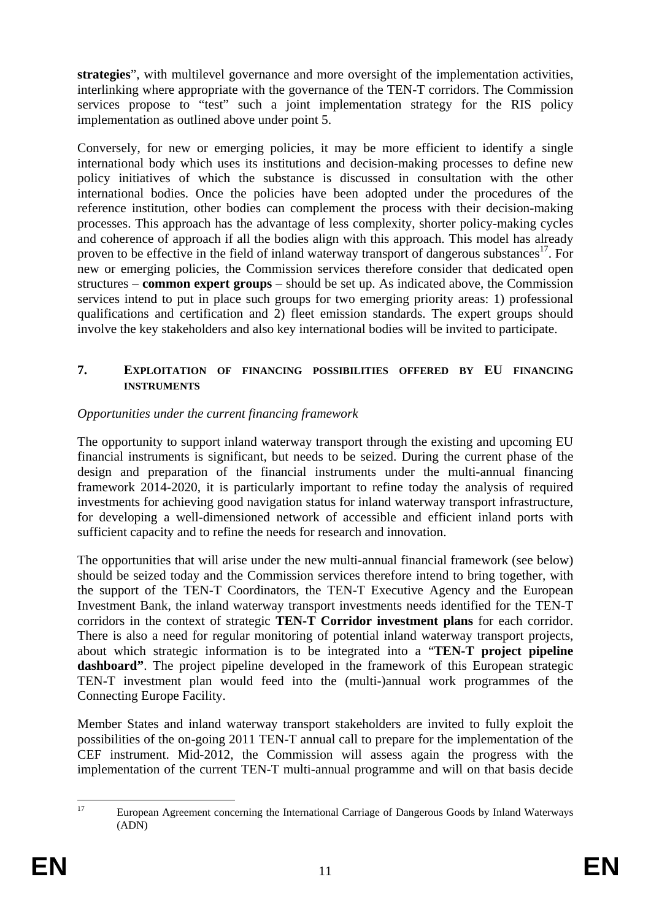**strategies**", with multilevel governance and more oversight of the implementation activities, interlinking where appropriate with the governance of the TEN-T corridors. The Commission services propose to "test" such a joint implementation strategy for the RIS policy implementation as outlined above under point 5.

Conversely, for new or emerging policies, it may be more efficient to identify a single international body which uses its institutions and decision-making processes to define new policy initiatives of which the substance is discussed in consultation with the other international bodies. Once the policies have been adopted under the procedures of the reference institution, other bodies can complement the process with their decision-making processes. This approach has the advantage of less complexity, shorter policy-making cycles and coherence of approach if all the bodies align with this approach. This model has already proven to be effective in the field of inland waterway transport of dangerous substances[17]. For new or emerging policies, the Commission services therefore consider that dedicated open structures – **common expert groups** – should be set up. As indicated above, the Commission services intend to put in place such groups for two emerging priority areas: 1) professional qualifications and certification and 2) fleet emission standards. The expert groups should involve the key stakeholders and also key international bodies will be invited to participate.

## 7. EXPLOITATION OF FINANCING POSSIBILITIES OFFERED BY EU FINANCING INSTRUMENTS

*Opportunities under the current financing framework*

The opportunity to support inland waterway transport through the existing and upcoming EU financial instruments is significant, but needs to be seized. During the current phase of the design and preparation of the financial instruments under the multi-annual financing framework 2014-2020, it is particularly important to refine today the analysis of required investments for achieving good navigation status for inland waterway transport infrastructure, for developing a well-dimensioned network of accessible and efficient inland ports with sufficient capacity and to refine the needs for research and innovation.

The opportunities that will arise under the new multi-annual financial framework (see below) should be seized today and the Commission services therefore intend to bring together, with the support of the TEN-T Coordinators, the TEN-T Executive Agency and the European Investment Bank, the inland waterway transport investments needs identified for the TEN-T corridors in the context of strategic **TEN-T Corridor investment plans** for each corridor. There is also a need for regular monitoring of potential inland waterway transport projects, about which strategic information is to be integrated into a "**TEN-T project pipeline dashboard"**. The project pipeline developed in the framework of this European strategic TEN-T investment plan would feed into the (multi-)annual work programmes of the Connecting Europe Facility.

Member States and inland waterway transport stakeholders are invited to fully exploit the possibilities of the on-going 2011 TEN-T annual call to prepare for the implementation of the CEF instrument. Mid-2012, the Commission will assess again the progress with the implementation of the current TEN-T multi-annual programme and will on that basis decide

[17] European Agreement concerning the International Carriage of Dangerous Goods by Inland Waterways (ADN)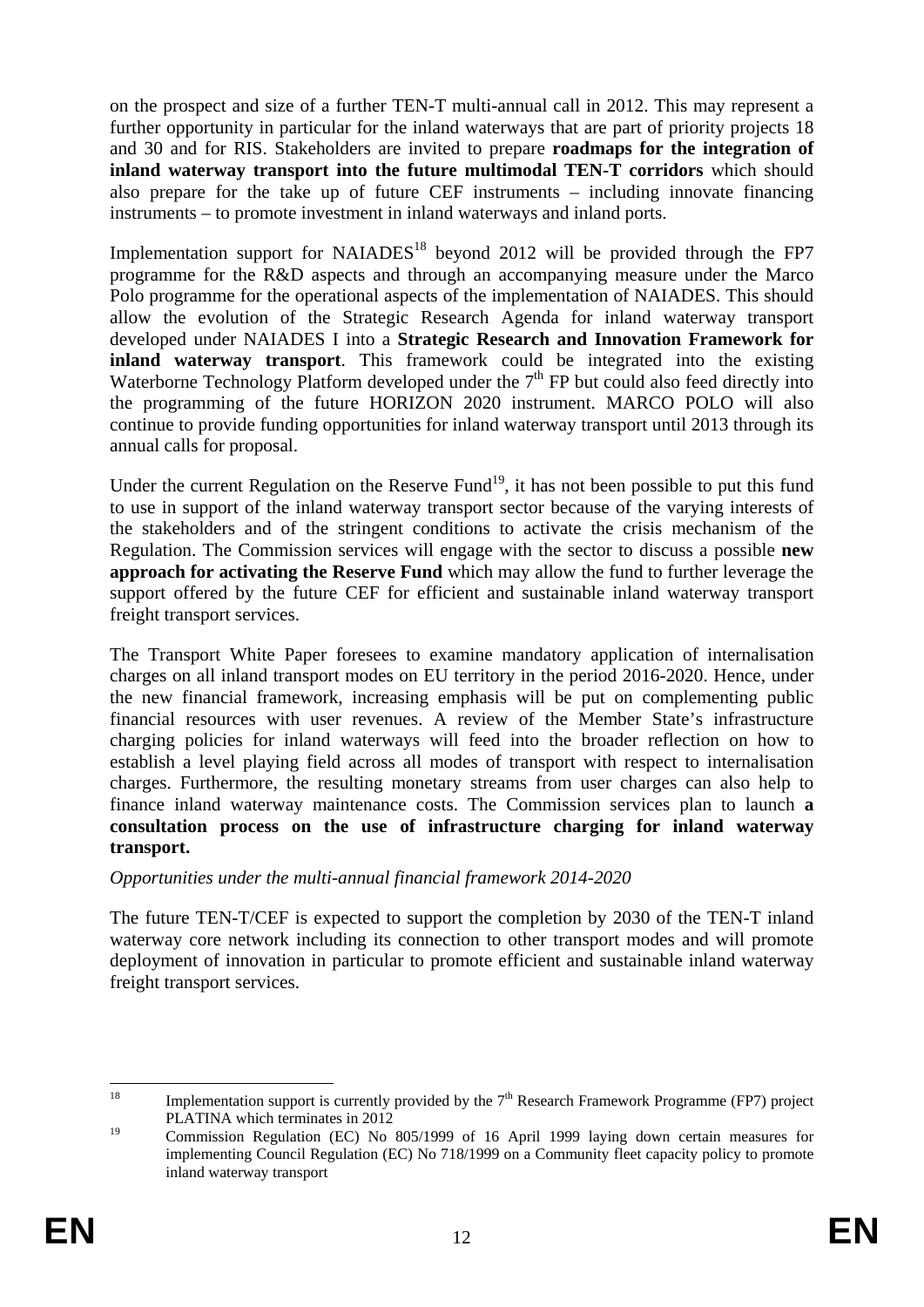on the prospect and size of a further TEN-T multi-annual call in 2012. This may represent a further opportunity in particular for the inland waterways that are part of priority projects 18 and 30 and for RIS. Stakeholders are invited to prepare **roadmaps for the integration of inland waterway transport into the future multimodal TEN-T corridors** which should also prepare for the take up of future CEF instruments – including innovate financing instruments – to promote investment in inland waterways and inland ports.

Implementation support for NAIADES[18] beyond 2012 will be provided through the FP7 programme for the R&D aspects and through an accompanying measure under the Marco Polo programme for the operational aspects of the implementation of NAIADES. This should allow the evolution of the Strategic Research Agenda for inland waterway transport developed under NAIADES I into a **Strategic Research and Innovation Framework for inland waterway transport**. This framework could be integrated into the existing Waterborne Technology Platform developed under the 7th FP but could also feed directly into the programming of the future HORIZON 2020 instrument. MARCO POLO will also continue to provide funding opportunities for inland waterway transport until 2013 through its annual calls for proposal.

Under the current Regulation on the Reserve Fund[19], it has not been possible to put this fund to use in support of the inland waterway transport sector because of the varying interests of the stakeholders and of the stringent conditions to activate the crisis mechanism of the Regulation. The Commission services will engage with the sector to discuss a possible **new approach for activating the Reserve Fund** which may allow the fund to further leverage the support offered by the future CEF for efficient and sustainable inland waterway transport freight transport services.

The Transport White Paper foresees to examine mandatory application of internalisation charges on all inland transport modes on EU territory in the period 2016-2020. Hence, under the new financial framework, increasing emphasis will be put on complementing public financial resources with user revenues. A review of the Member State's infrastructure charging policies for inland waterways will feed into the broader reflection on how to establish a level playing field across all modes of transport with respect to internalisation charges. Furthermore, the resulting monetary streams from user charges can also help to finance inland waterway maintenance costs. The Commission services plan to launch **a consultation process on the use of infrastructure charging for inland waterway transport.**

*Opportunities under the multi-annual financial framework 2014-2020*

The future TEN-T/CEF is expected to support the completion by 2030 of the TEN-T inland waterway core network including its connection to other transport modes and will promote deployment of innovation in particular to promote efficient and sustainable inland waterway freight transport services.

---

[18] Implementation support is currently provided by the 7th Research Framework Programme (FP7) project PLATINA which terminates in 2012

[19] Commission Regulation (EC) No 805/1999 of 16 April 1999 laying down certain measures for implementing Council Regulation (EC) No 718/1999 on a Community fleet capacity policy to promote inland waterway transport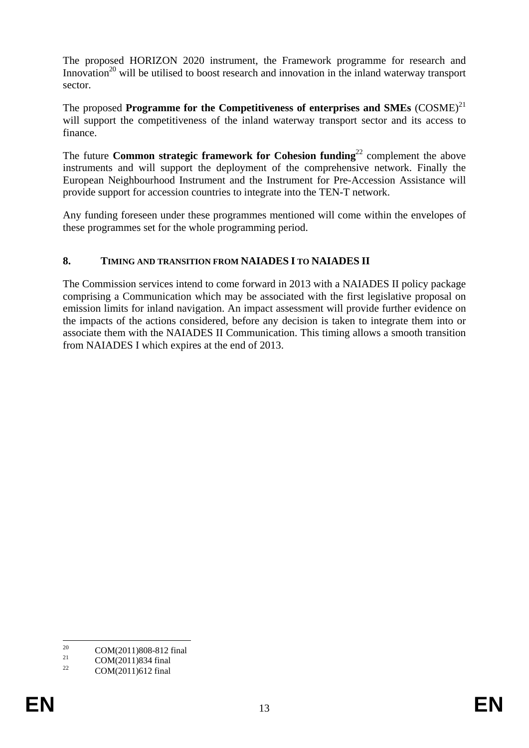The proposed HORIZON 2020 instrument, the Framework programme for research and Innovation[20] will be utilised to boost research and innovation in the inland waterway transport sector.

The proposed **Programme for the Competitiveness of enterprises and SMEs** (COSME)[21] will support the competitiveness of the inland waterway transport sector and its access to finance.

The future **Common strategic framework for Cohesion funding**[22] complement the above instruments and will support the deployment of the comprehensive network. Finally the European Neighbourhood Instrument and the Instrument for Pre-Accession Assistance will provide support for accession countries to integrate into the TEN-T network.

Any funding foreseen under these programmes mentioned will come within the envelopes of these programmes set for the whole programming period.

## 8. TIMING AND TRANSITION FROM NAIADES I TO NAIADES II

The Commission services intend to come forward in 2013 with a NAIADES II policy package comprising a Communication which may be associated with the first legislative proposal on emission limits for inland navigation. An impact assessment will provide further evidence on the impacts of the actions considered, before any decision is taken to integrate them into or associate them with the NAIADES II Communication. This timing allows a smooth transition from NAIADES I which expires at the end of 2013.

---

[20] COM(2011)808-812 final

[21] COM(2011)834 final

[22] COM(2011)612 final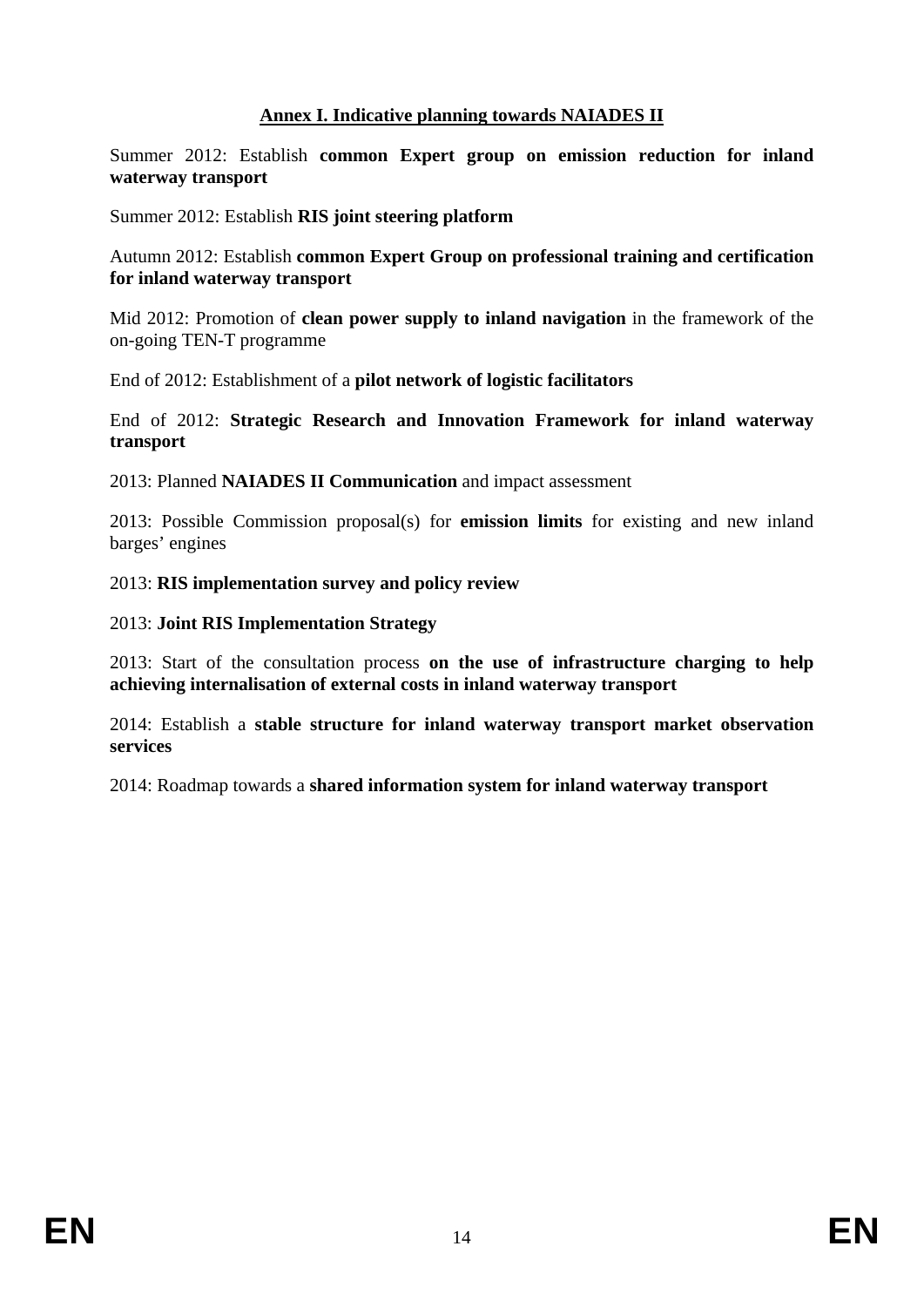## Annex I. Indicative planning towards NAIADES II

Summer 2012: Establish **common Expert group on emission reduction for inland waterway transport**

Summer 2012: Establish **RIS joint steering platform**

Autumn 2012: Establish **common Expert Group on professional training and certification for inland waterway transport**

Mid 2012: Promotion of **clean power supply to inland navigation** in the framework of the on-going TEN-T programme

End of 2012: Establishment of a **pilot network of logistic facilitators**

End of 2012: **Strategic Research and Innovation Framework for inland waterway transport**

2013: Planned **NAIADES II Communication** and impact assessment

2013: Possible Commission proposal(s) for **emission limits** for existing and new inland barges' engines

2013: **RIS implementation survey and policy review**

2013: **Joint RIS Implementation Strategy**

2013: Start of the consultation process **on the use of infrastructure charging to help achieving internalisation of external costs in inland waterway transport**

2014: Establish a **stable structure for inland waterway transport market observation services**

2014: Roadmap towards a **shared information system for inland waterway transport**